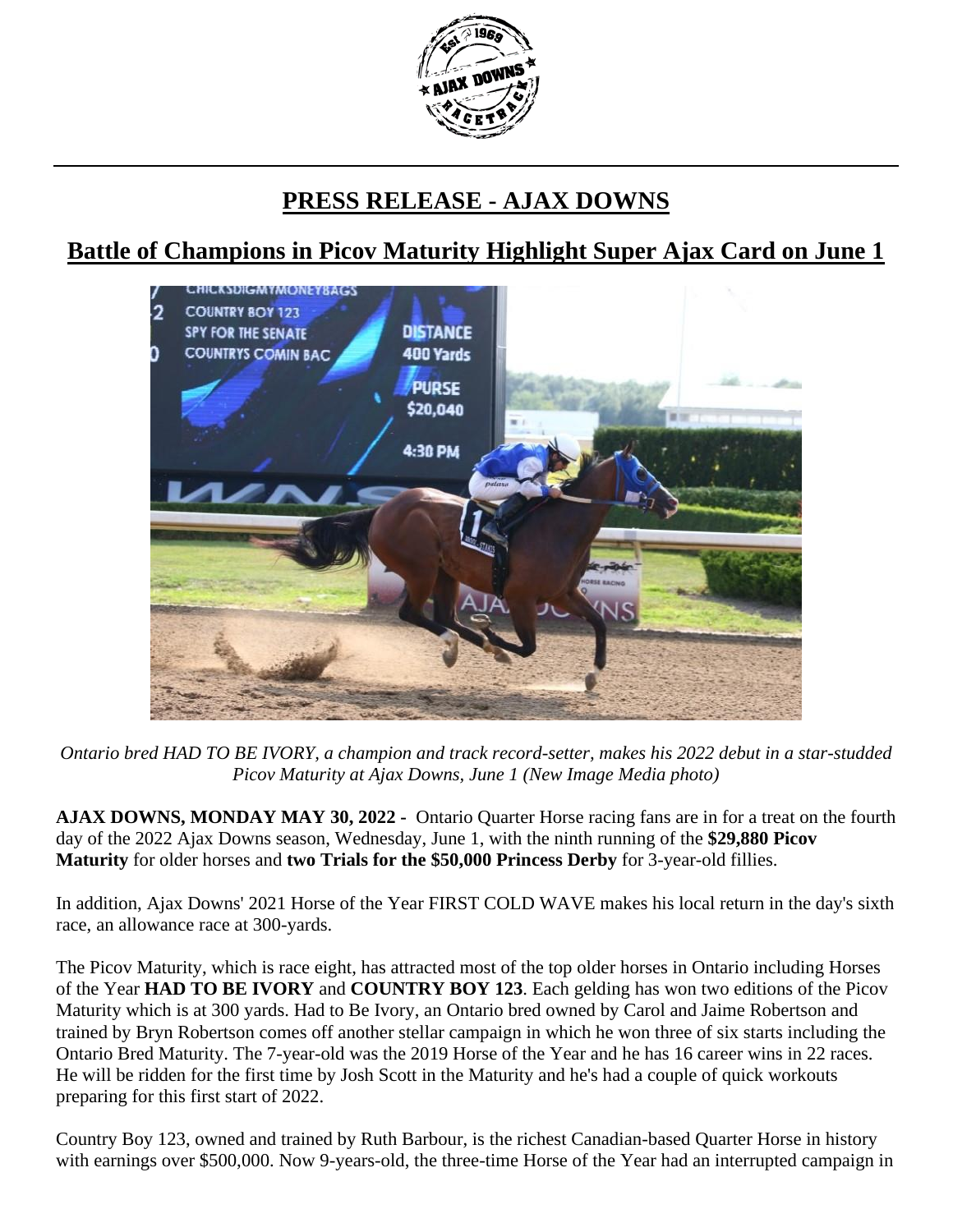# PRESS RELEASE - AJAX DOWNS

## Battle of Champions in Picov Maturity Highlight Super Ajax Card on June 1

*Ontario bred HAD TO BE IVORY, a champion and track record-setter, makes his 2022 debut in a star-studded Picov Maturity at Ajax Downs, June 1 (New Image Media photo)*

**AJAX DOWNS, MONDAY MAY 30, 2022 -** Ontario Quarter Horse racing fans are in for a treat on the fourth day of the 2022 Ajax Downs season, Wednesday, June 1, with the ninth running of the **$29,880 Picov Maturity** for older horses and **two Trials for the $50,000 Princess Derby** for 3-year-old fillies.

In addition, Ajax Downs' 2021 Horse of the Year FIRST COLD WAVE makes his local return in the day's sixth race, an allowance race at 300-yards.

The Picov Maturity, which is race eight, has attracted most of the top older horses in Ontario including Horses of the Year **HAD TO BE IVORY** and **COUNTRY BOY 123**. Each gelding has won two editions of the Picov Maturity which is at 300 yards. Had to Be Ivory, an Ontario bred owned by Carol and Jaime Robertson and trained by Bryn Robertson comes off another stellar campaign in which he won three of six starts including the Ontario Bred Maturity. The 7-year-old was the 2019 Horse of the Year and he has 16 career wins in 22 races. He will be ridden for the first time by Josh Scott in the Maturity and he's had a couple of quick workouts preparing for this first start of 2022.

Country Boy 123, owned and trained by Ruth Barbour, is the richest Canadian-based Quarter Horse in history with earnings over $500,000. Now 9-years-old, the three-time Horse of the Year had an interrupted campaign in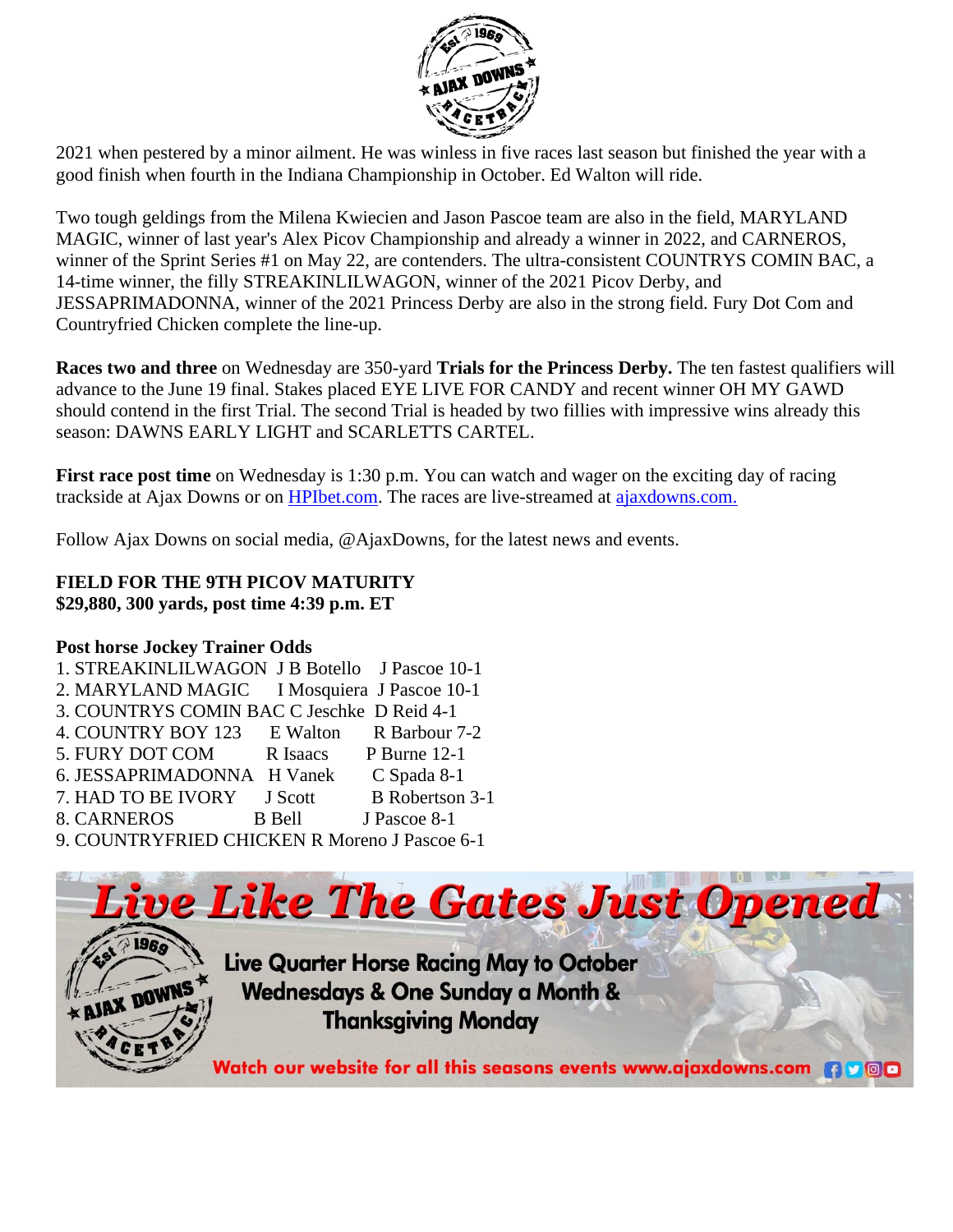2021 when pestered by a minor ailment. He was winless in five races last season but finished the year with a good finish when fourth in the Indiana Championship in October. Ed Walton will ride.

Two tough geldings from the Milena Kwiecien and Jason Pascoe team are also in the field, MARYLAND MAGIC, winner of last year's Alex Picov Championship and already a winner in 2022, and CARNEROS, winner of the Sprint Series #1 on May 22, are contenders. The ultra-consistent COUNTRYS COMIN BAC, a 14-time winner, the filly STREAKINLILWAGON, winner of the 2021 Picov Derby, and JESSAPRIMADONNA, winner of the 2021 Princess Derby are also in the strong field. Fury Dot Com and Countryfried Chicken complete the line-up.

**Races two and three** on Wednesday are 350-yard **Trials for the Princess Derby.** The ten fastest qualifiers will advance to the June 19 final. Stakes placed EYE LIVE FOR CANDY and recent winner OH MY GAWD should contend in the first Trial. The second Trial is headed by two fillies with impressive wins already this season: DAWNS EARLY LIGHT and SCARLETTS CARTEL.

**First race post time** on Wednesday is 1:30 p.m. You can watch and wager on the exciting day of racing trackside at Ajax Downs or on [HPIbet.com](HPIbet.com). The races are live-streamed at [ajaxdowns.com.](ajaxdowns.com)

Follow Ajax Downs on social media, @AjaxDowns, for the latest news and events.

**FIELD FOR THE 9TH PICOV MATURITY**
**$29,880, 300 yards, post time 4:39 p.m. ET**

| Post horse | Jockey | Trainer | Odds |
|---|---|---|---|
| 1. STREAKINLILWAGON | J B Botello | J Pascoe | 10-1 |
| 2. MARYLAND MAGIC | I Mosquiera | J Pascoe | 10-1 |
| 3. COUNTRYS COMIN BAC | C Jeschke | D Reid | 4-1 |
| 4. COUNTRY BOY 123 | E Walton | R Barbour | 7-2 |
| 5. FURY DOT COM | R Isaacs | P Burne | 12-1 |
| 6. JESSAPRIMADONNA | H Vanek | C Spada | 8-1 |
| 7. HAD TO BE IVORY | J Scott | B Robertson | 3-1 |
| 8. CARNEROS | B Bell | J Pascoe | 8-1 |
| 9. COUNTRYFRIED CHICKEN | R Moreno | J Pascoe | 6-1 |

Live Like The Gates Just Opened

Live Quarter Horse Racing May to October
Wednesdays & One Sunday a Month &
Thanksgiving Monday

Watch our website for all this seasons events www.ajaxdowns.com